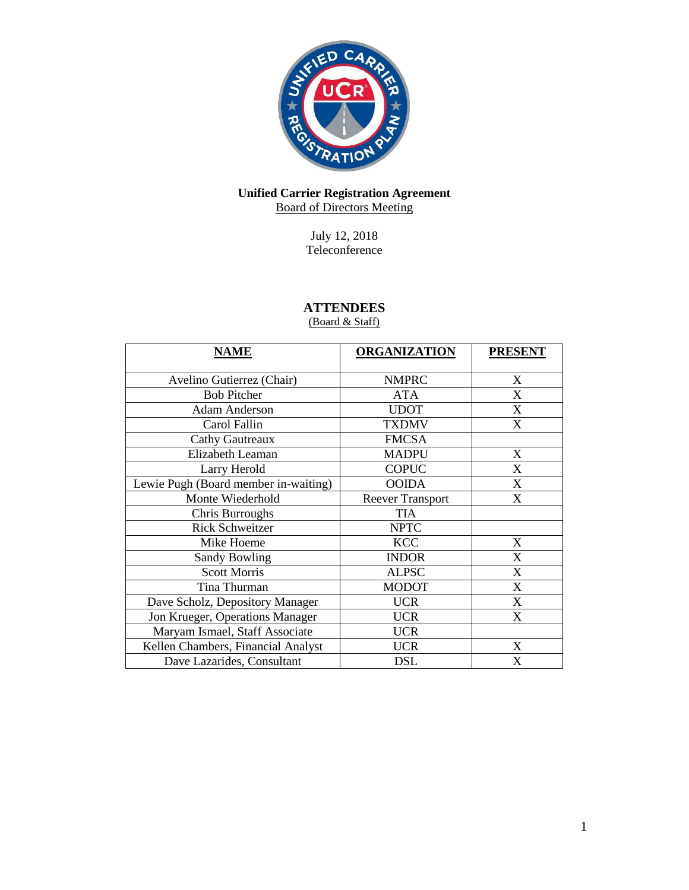**Unified Carrier Registration Agreement**
Board of Directors Meeting

July 12, 2018
Teleconference

## ATTENDEES

(Board & Staff)

| NAME | ORGANIZATION | PRESENT |
|---|---|---|
| Avelino Gutierrez (Chair) | NMPRC | X |
| Bob Pitcher | ATA | X |
| Adam Anderson | UDOT | X |
| Carol Fallin | TXDMV | X |
| Cathy Gautreaux | FMCSA | |
| Elizabeth Leaman | MADPU | X |
| Larry Herold | COPUC | X |
| Lewie Pugh (Board member in-waiting) | OOIDA | X |
| Monte Wiederhold | Reever Transport | X |
| Chris Burroughs | TIA | |
| Rick Schweitzer | NPTC | |
| Mike Hoeme | KCC | X |
| Sandy Bowling | INDOR | X |
| Scott Morris | ALPSC | X |
| Tina Thurman | MODOT | X |
| Dave Scholz, Depository Manager | UCR | X |
| Jon Krueger, Operations Manager | UCR | X |
| Maryam Ismael, Staff Associate | UCR | |
| Kellen Chambers, Financial Analyst | UCR | X |
| Dave Lazarides, Consultant | DSL | X |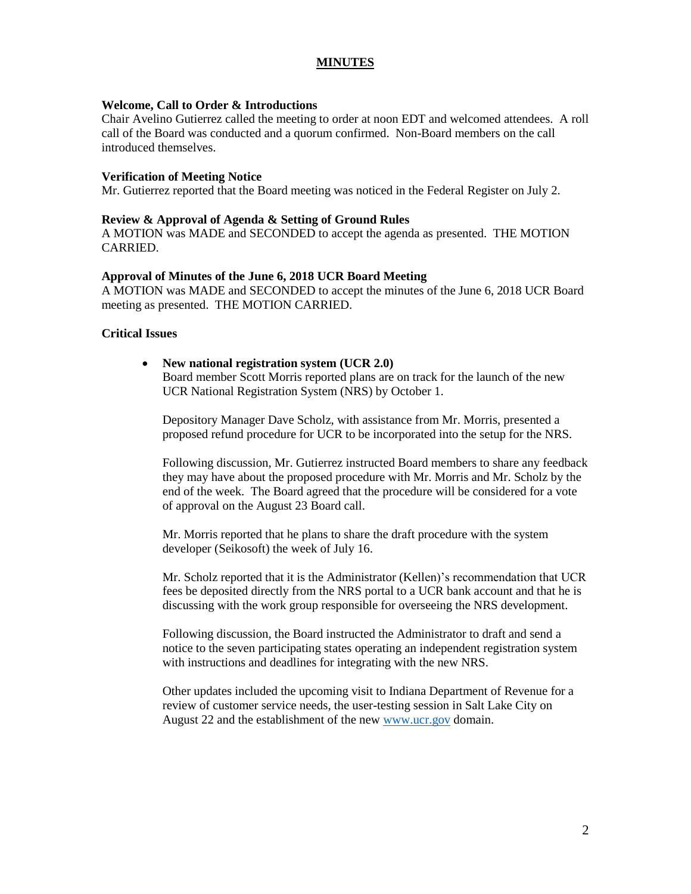# MINUTES

**Welcome, Call to Order & Introductions**

Chair Avelino Gutierrez called the meeting to order at noon EDT and welcomed attendees. A roll call of the Board was conducted and a quorum confirmed. Non-Board members on the call introduced themselves.

**Verification of Meeting Notice**

Mr. Gutierrez reported that the Board meeting was noticed in the Federal Register on July 2.

**Review & Approval of Agenda & Setting of Ground Rules**

A MOTION was MADE and SECONDED to accept the agenda as presented. THE MOTION CARRIED.

**Approval of Minutes of the June 6, 2018 UCR Board Meeting**

A MOTION was MADE and SECONDED to accept the minutes of the June 6, 2018 UCR Board meeting as presented. THE MOTION CARRIED.

**Critical Issues**

- **New national registration system (UCR 2.0)**

  Board member Scott Morris reported plans are on track for the launch of the new UCR National Registration System (NRS) by October 1.

  Depository Manager Dave Scholz, with assistance from Mr. Morris, presented a proposed refund procedure for UCR to be incorporated into the setup for the NRS.

  Following discussion, Mr. Gutierrez instructed Board members to share any feedback they may have about the proposed procedure with Mr. Morris and Mr. Scholz by the end of the week. The Board agreed that the procedure will be considered for a vote of approval on the August 23 Board call.

  Mr. Morris reported that he plans to share the draft procedure with the system developer (Seikosoft) the week of July 16.

  Mr. Scholz reported that it is the Administrator (Kellen)'s recommendation that UCR fees be deposited directly from the NRS portal to a UCR bank account and that he is discussing with the work group responsible for overseeing the NRS development.

  Following discussion, the Board instructed the Administrator to draft and send a notice to the seven participating states operating an independent registration system with instructions and deadlines for integrating with the new NRS.

  Other updates included the upcoming visit to Indiana Department of Revenue for a review of customer service needs, the user-testing session in Salt Lake City on August 22 and the establishment of the new www.ucr.gov domain.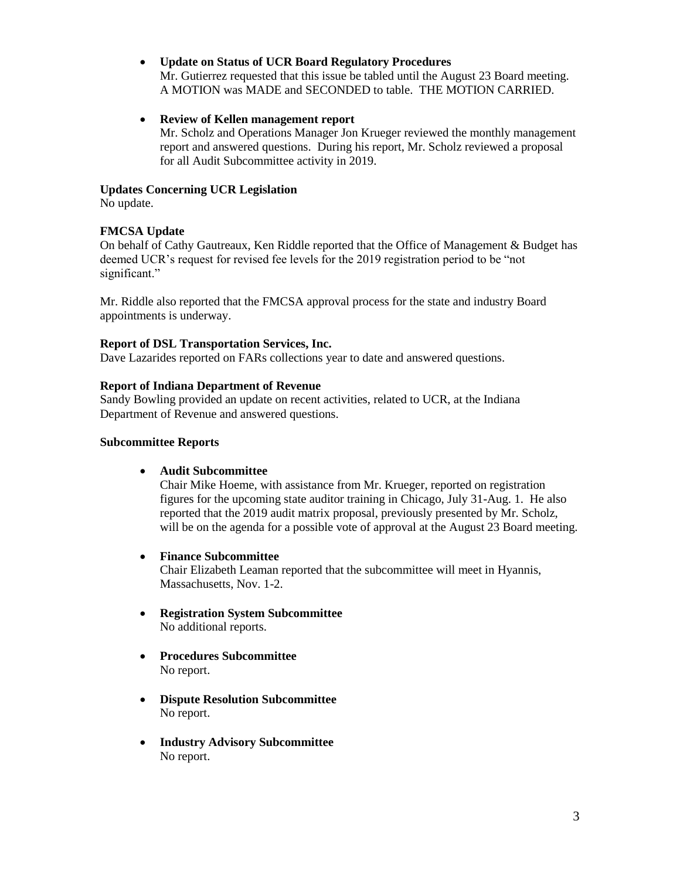- **Update on Status of UCR Board Regulatory Procedures**
  Mr. Gutierrez requested that this issue be tabled until the August 23 Board meeting. A MOTION was MADE and SECONDED to table. THE MOTION CARRIED.

- **Review of Kellen management report**
  Mr. Scholz and Operations Manager Jon Krueger reviewed the monthly management report and answered questions. During his report, Mr. Scholz reviewed a proposal for all Audit Subcommittee activity in 2019.

**Updates Concerning UCR Legislation**
No update.

**FMCSA Update**
On behalf of Cathy Gautreaux, Ken Riddle reported that the Office of Management & Budget has deemed UCR's request for revised fee levels for the 2019 registration period to be "not significant."

Mr. Riddle also reported that the FMCSA approval process for the state and industry Board appointments is underway.

**Report of DSL Transportation Services, Inc.**
Dave Lazarides reported on FARs collections year to date and answered questions.

**Report of Indiana Department of Revenue**
Sandy Bowling provided an update on recent activities, related to UCR, at the Indiana Department of Revenue and answered questions.

**Subcommittee Reports**

- **Audit Subcommittee**
  Chair Mike Hoeme, with assistance from Mr. Krueger, reported on registration figures for the upcoming state auditor training in Chicago, July 31-Aug. 1. He also reported that the 2019 audit matrix proposal, previously presented by Mr. Scholz, will be on the agenda for a possible vote of approval at the August 23 Board meeting.

- **Finance Subcommittee**
  Chair Elizabeth Leaman reported that the subcommittee will meet in Hyannis, Massachusetts, Nov. 1-2.

- **Registration System Subcommittee**
  No additional reports.

- **Procedures Subcommittee**
  No report.

- **Dispute Resolution Subcommittee**
  No report.

- **Industry Advisory Subcommittee**
  No report.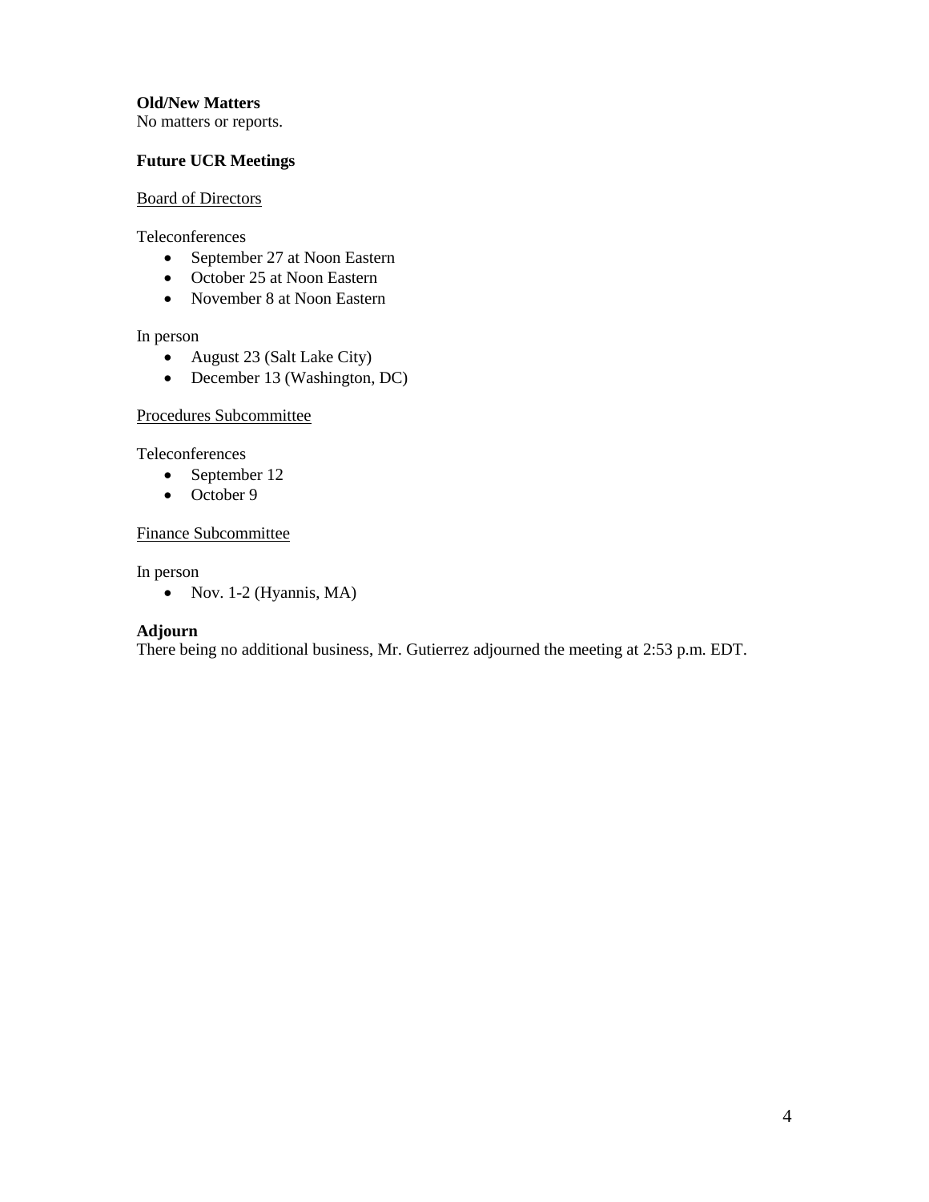**Old/New Matters**
No matters or reports.

**Future UCR Meetings**

Board of Directors

Teleconferences

- September 27 at Noon Eastern
- October 25 at Noon Eastern
- November 8 at Noon Eastern

In person

- August 23 (Salt Lake City)
- December 13 (Washington, DC)

Procedures Subcommittee

Teleconferences

- September 12
- October 9

Finance Subcommittee

In person

- Nov. 1-2 (Hyannis, MA)

**Adjourn**
There being no additional business, Mr. Gutierrez adjourned the meeting at 2:53 p.m. EDT.